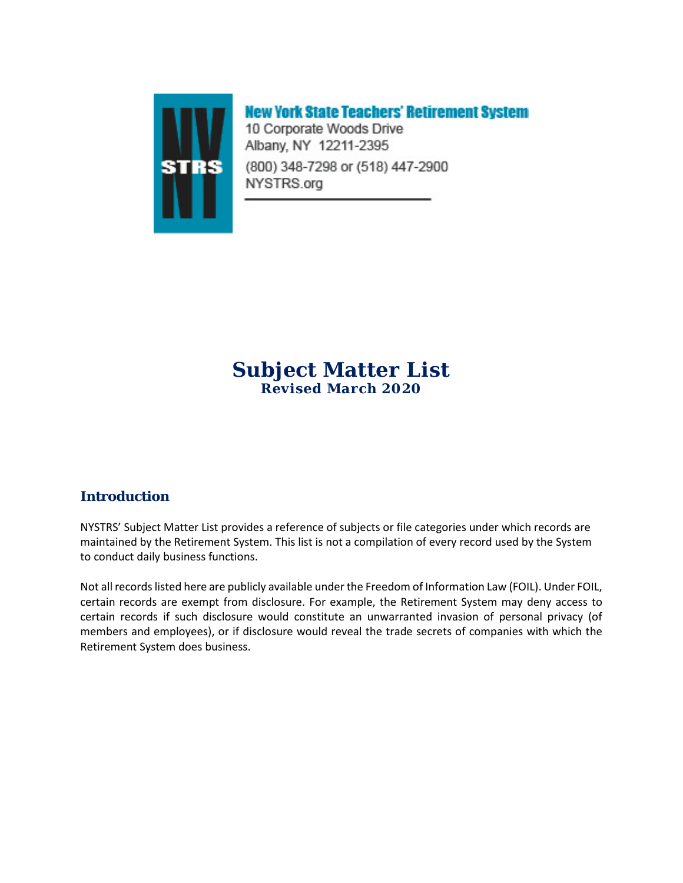**New York State Teachers' Retirement System**
10 Corporate Woods Drive
Albany, NY 12211-2395
(800) 348-7298 or (518) 447-2900
NYSTRS.org

# Subject Matter List

**Revised March 2020**

## Introduction

NYSTRS' Subject Matter List provides a reference of subjects or file categories under which records are maintained by the Retirement System. This list is not a compilation of every record used by the System to conduct daily business functions.

Not all records listed here are publicly available under the Freedom of Information Law (FOIL). Under FOIL, certain records are exempt from disclosure. For example, the Retirement System may deny access to certain records if such disclosure would constitute an unwarranted invasion of personal privacy (of members and employees), or if disclosure would reveal the trade secrets of companies with which the Retirement System does business.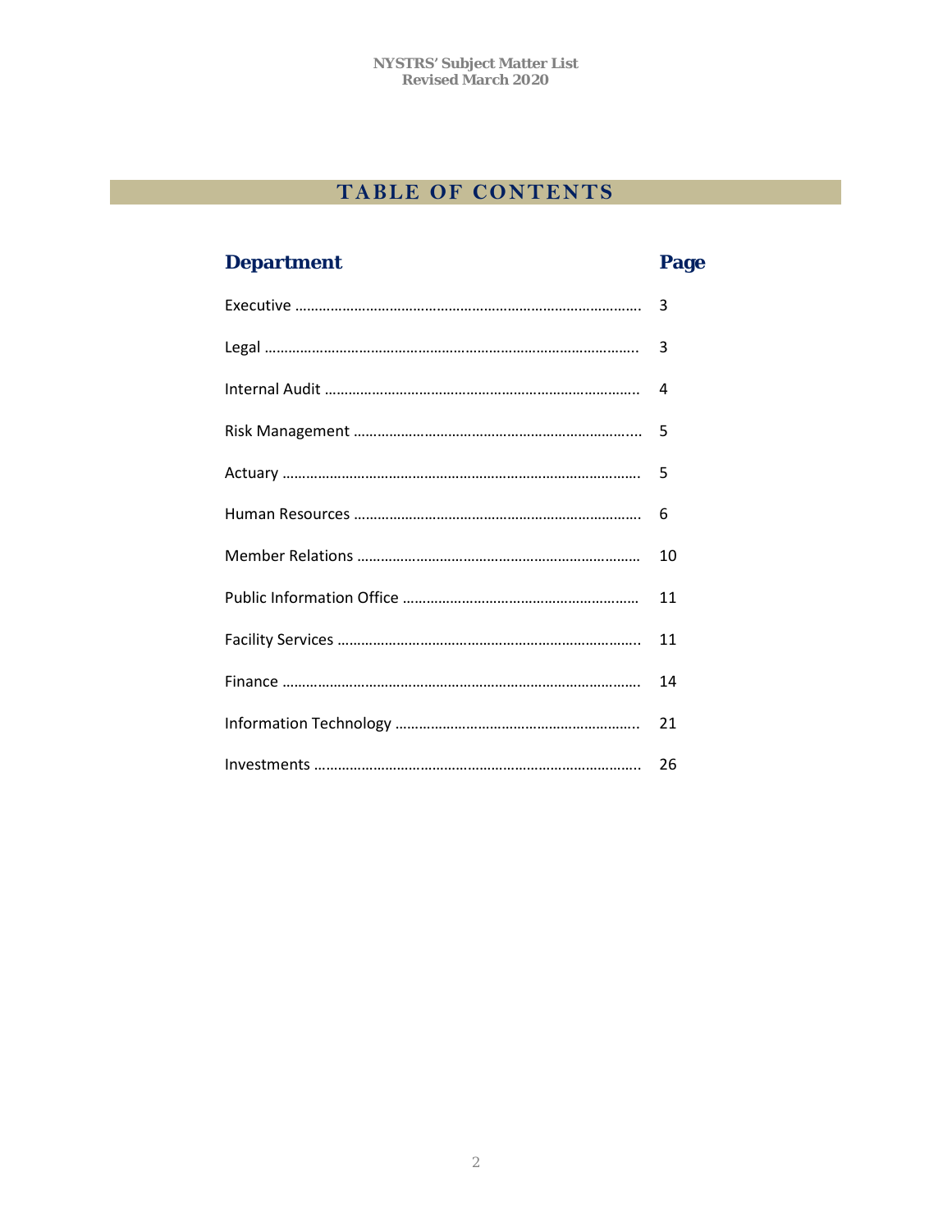# TABLE OF CONTENTS

| Department | Page |
|---|---|
| Executive | 3 |
| Legal | 3 |
| Internal Audit | 4 |
| Risk Management | 5 |
| Actuary | 5 |
| Human Resources | 6 |
| Member Relations | 10 |
| Public Information Office | 11 |
| Facility Services | 11 |
| Finance | 14 |
| Information Technology | 21 |
| Investments | 26 |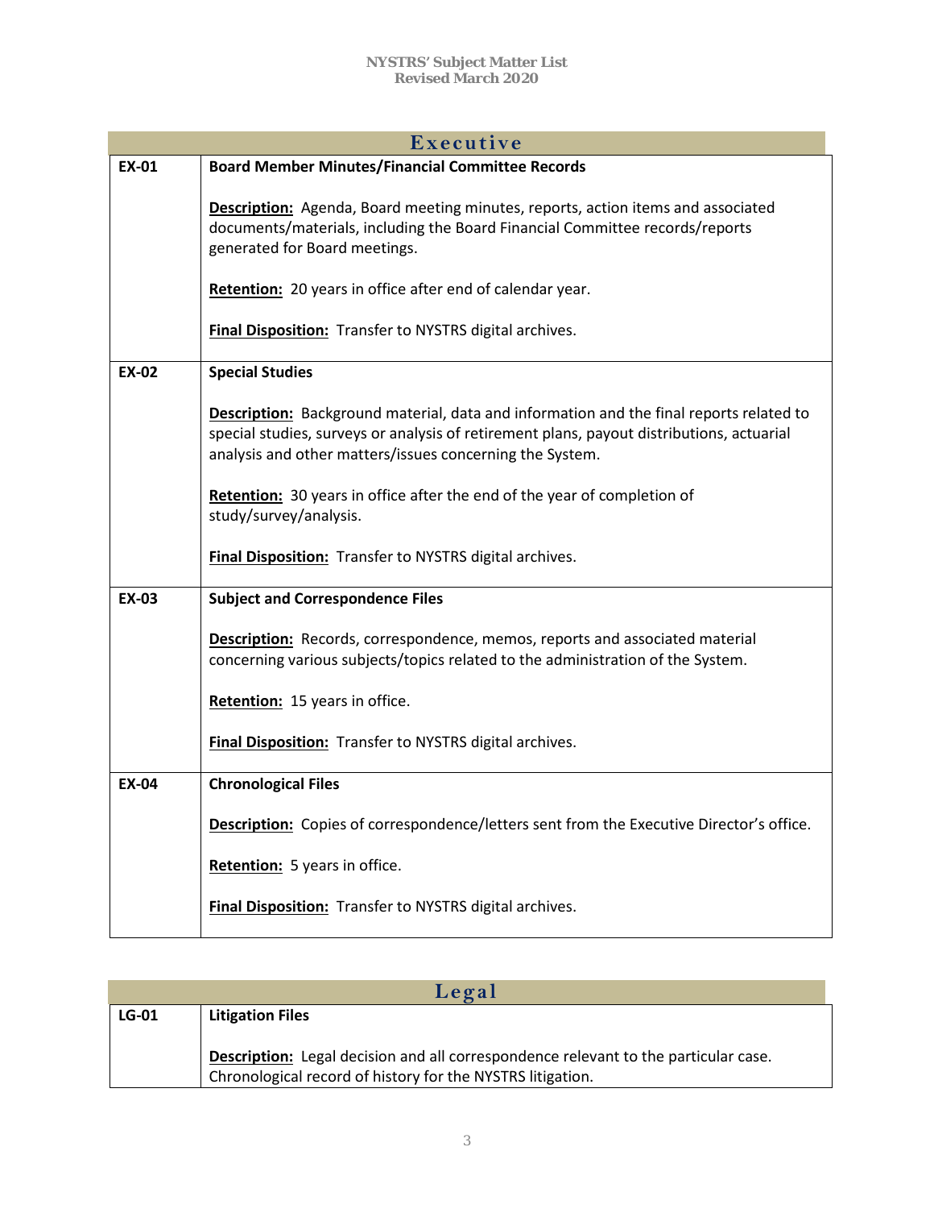## Executive

| | |
|---|---|
| **EX-01** | **Board Member Minutes/Financial Committee Records**<br><br>**Description:** Agenda, Board meeting minutes, reports, action items and associated documents/materials, including the Board Financial Committee records/reports generated for Board meetings.<br><br>**Retention:** 20 years in office after end of calendar year.<br><br>**Final Disposition:** Transfer to NYSTRS digital archives. |
| **EX-02** | **Special Studies**<br><br>**Description:** Background material, data and information and the final reports related to special studies, surveys or analysis of retirement plans, payout distributions, actuarial analysis and other matters/issues concerning the System.<br><br>**Retention:** 30 years in office after the end of the year of completion of study/survey/analysis.<br><br>**Final Disposition:** Transfer to NYSTRS digital archives. |
| **EX-03** | **Subject and Correspondence Files**<br><br>**Description:** Records, correspondence, memos, reports and associated material concerning various subjects/topics related to the administration of the System.<br><br>**Retention:** 15 years in office.<br><br>**Final Disposition:** Transfer to NYSTRS digital archives. |
| **EX-04** | **Chronological Files**<br><br>**Description:** Copies of correspondence/letters sent from the Executive Director's office.<br><br>**Retention:** 5 years in office.<br><br>**Final Disposition:** Transfer to NYSTRS digital archives. |

## Legal

| | |
|---|---|
| **LG-01** | **Litigation Files**<br><br>**Description:** Legal decision and all correspondence relevant to the particular case. Chronological record of history for the NYSTRS litigation. |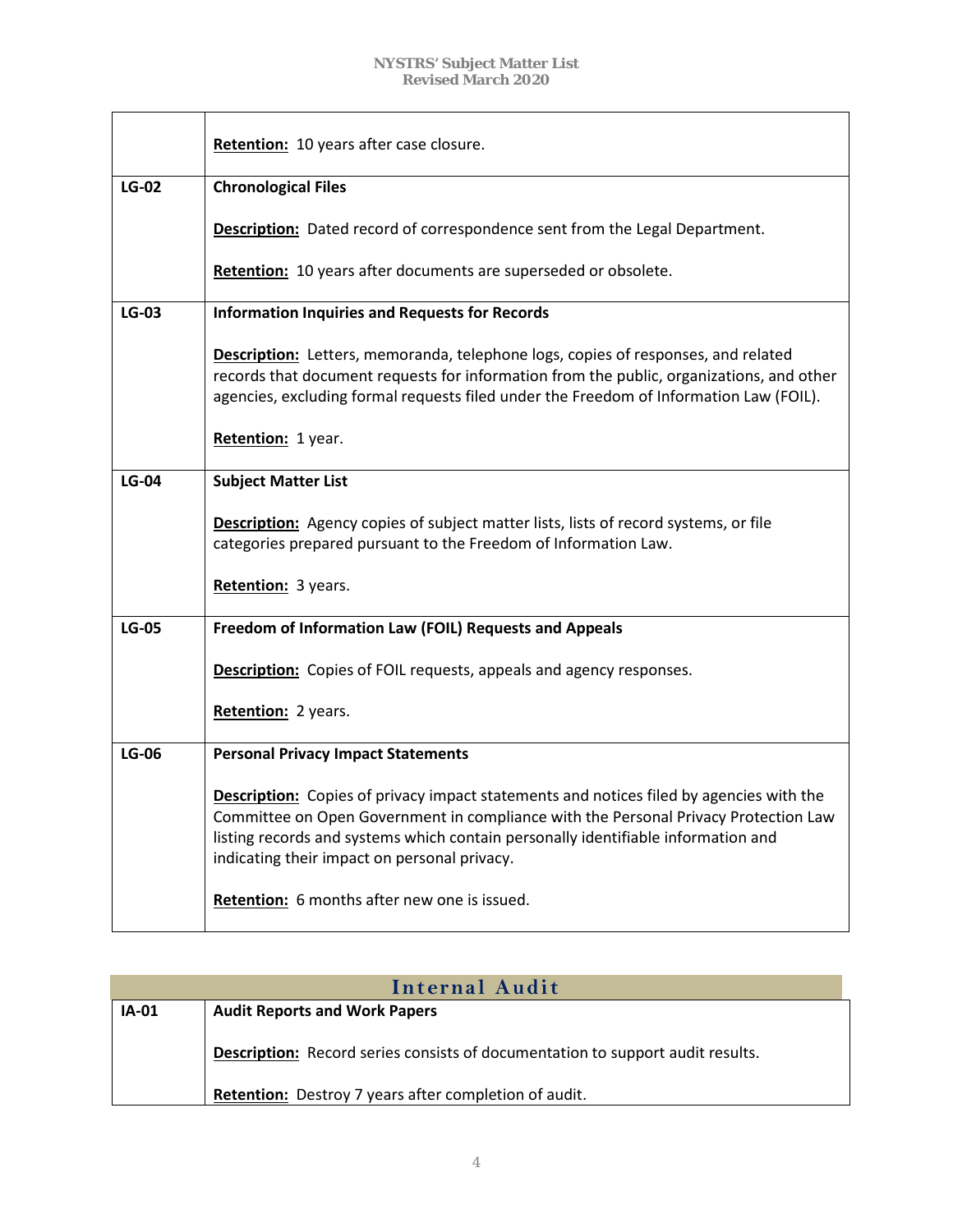| | |
|---|---|
| | **Retention:** 10 years after case closure. |
| **LG-02** | **Chronological Files**<br><br>**Description:** Dated record of correspondence sent from the Legal Department.<br><br>**Retention:** 10 years after documents are superseded or obsolete. |
| **LG-03** | **Information Inquiries and Requests for Records**<br><br>**Description:** Letters, memoranda, telephone logs, copies of responses, and related records that document requests for information from the public, organizations, and other agencies, excluding formal requests filed under the Freedom of Information Law (FOIL).<br><br>**Retention:** 1 year. |
| **LG-04** | **Subject Matter List**<br><br>**Description:** Agency copies of subject matter lists, lists of record systems, or file categories prepared pursuant to the Freedom of Information Law.<br><br>**Retention:** 3 years. |
| **LG-05** | **Freedom of Information Law (FOIL) Requests and Appeals**<br><br>**Description:** Copies of FOIL requests, appeals and agency responses.<br><br>**Retention:** 2 years. |
| **LG-06** | **Personal Privacy Impact Statements**<br><br>**Description:** Copies of privacy impact statements and notices filed by agencies with the Committee on Open Government in compliance with the Personal Privacy Protection Law listing records and systems which contain personally identifiable information and indicating their impact on personal privacy.<br><br>**Retention:** 6 months after new one is issued. |

## Internal Audit

| | |
|---|---|
| **IA-01** | **Audit Reports and Work Papers**<br><br>**Description:** Record series consists of documentation to support audit results.<br><br>**Retention:** Destroy 7 years after completion of audit. |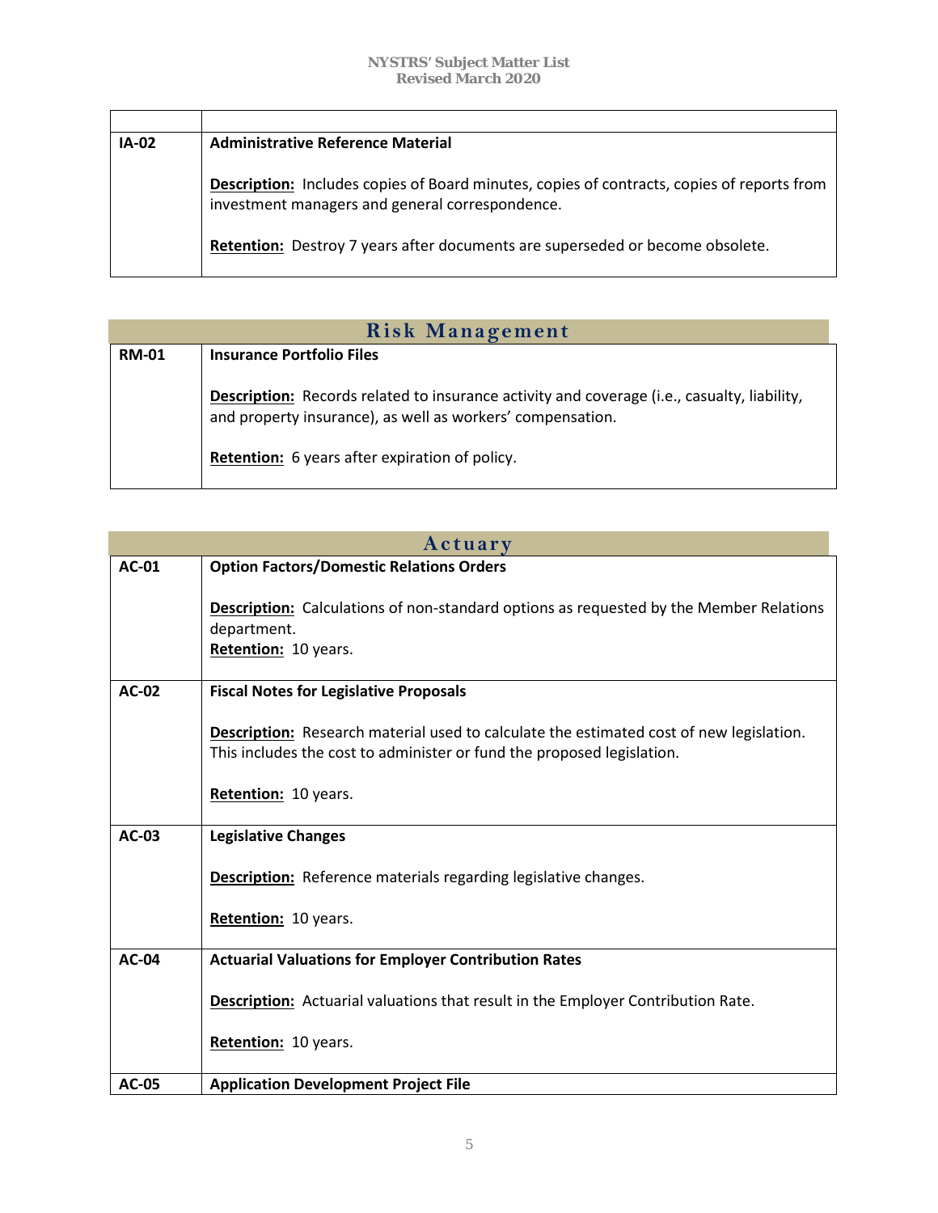| | |
|---|---|
| **IA-02** | **Administrative Reference Material**<br><br>**Description:** Includes copies of Board minutes, copies of contracts, copies of reports from investment managers and general correspondence.<br><br>**Retention:** Destroy 7 years after documents are superseded or become obsolete. |

## Risk Management

| | |
|---|---|
| **RM-01** | **Insurance Portfolio Files**<br><br>**Description:** Records related to insurance activity and coverage (i.e., casualty, liability, and property insurance), as well as workers' compensation.<br><br>**Retention:** 6 years after expiration of policy. |

## Actuary

| | |
|---|---|
| **AC-01** | **Option Factors/Domestic Relations Orders**<br><br>**Description:** Calculations of non-standard options as requested by the Member Relations department.<br>**Retention:** 10 years. |
| **AC-02** | **Fiscal Notes for Legislative Proposals**<br><br>**Description:** Research material used to calculate the estimated cost of new legislation. This includes the cost to administer or fund the proposed legislation.<br><br>**Retention:** 10 years. |
| **AC-03** | **Legislative Changes**<br><br>**Description:** Reference materials regarding legislative changes.<br><br>**Retention:** 10 years. |
| **AC-04** | **Actuarial Valuations for Employer Contribution Rates**<br><br>**Description:** Actuarial valuations that result in the Employer Contribution Rate.<br><br>**Retention:** 10 years. |
| **AC-05** | **Application Development Project File** |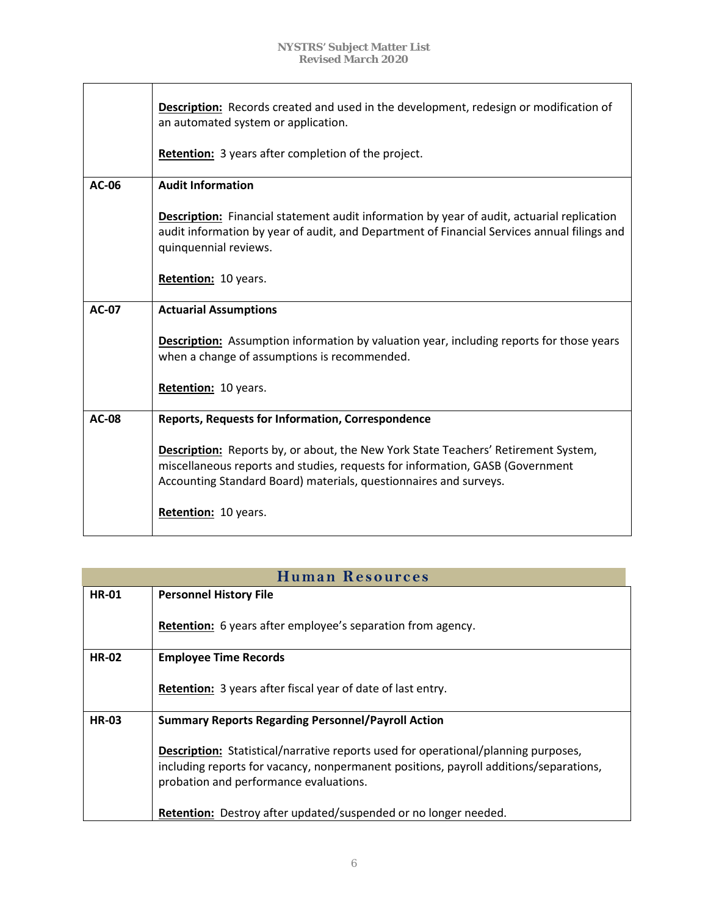| | |
|---|---|
| | **Description:** Records created and used in the development, redesign or modification of an automated system or application.<br><br>**Retention:** 3 years after completion of the project. |
| **AC-06** | **Audit Information**<br><br>**Description:** Financial statement audit information by year of audit, actuarial replication audit information by year of audit, and Department of Financial Services annual filings and quinquennial reviews.<br><br>**Retention:** 10 years. |
| **AC-07** | **Actuarial Assumptions**<br><br>**Description:** Assumption information by valuation year, including reports for those years when a change of assumptions is recommended.<br><br>**Retention:** 10 years. |
| **AC-08** | **Reports, Requests for Information, Correspondence**<br><br>**Description:** Reports by, or about, the New York State Teachers' Retirement System, miscellaneous reports and studies, requests for information, GASB (Government Accounting Standard Board) materials, questionnaires and surveys.<br><br>**Retention:** 10 years. |

## Human Resources

| | |
|---|---|
| **HR-01** | **Personnel History File**<br><br>**Retention:** 6 years after employee's separation from agency. |
| **HR-02** | **Employee Time Records**<br><br>**Retention:** 3 years after fiscal year of date of last entry. |
| **HR-03** | **Summary Reports Regarding Personnel/Payroll Action**<br><br>**Description:** Statistical/narrative reports used for operational/planning purposes, including reports for vacancy, nonpermanent positions, payroll additions/separations, probation and performance evaluations.<br><br>**Retention:** Destroy after updated/suspended or no longer needed. |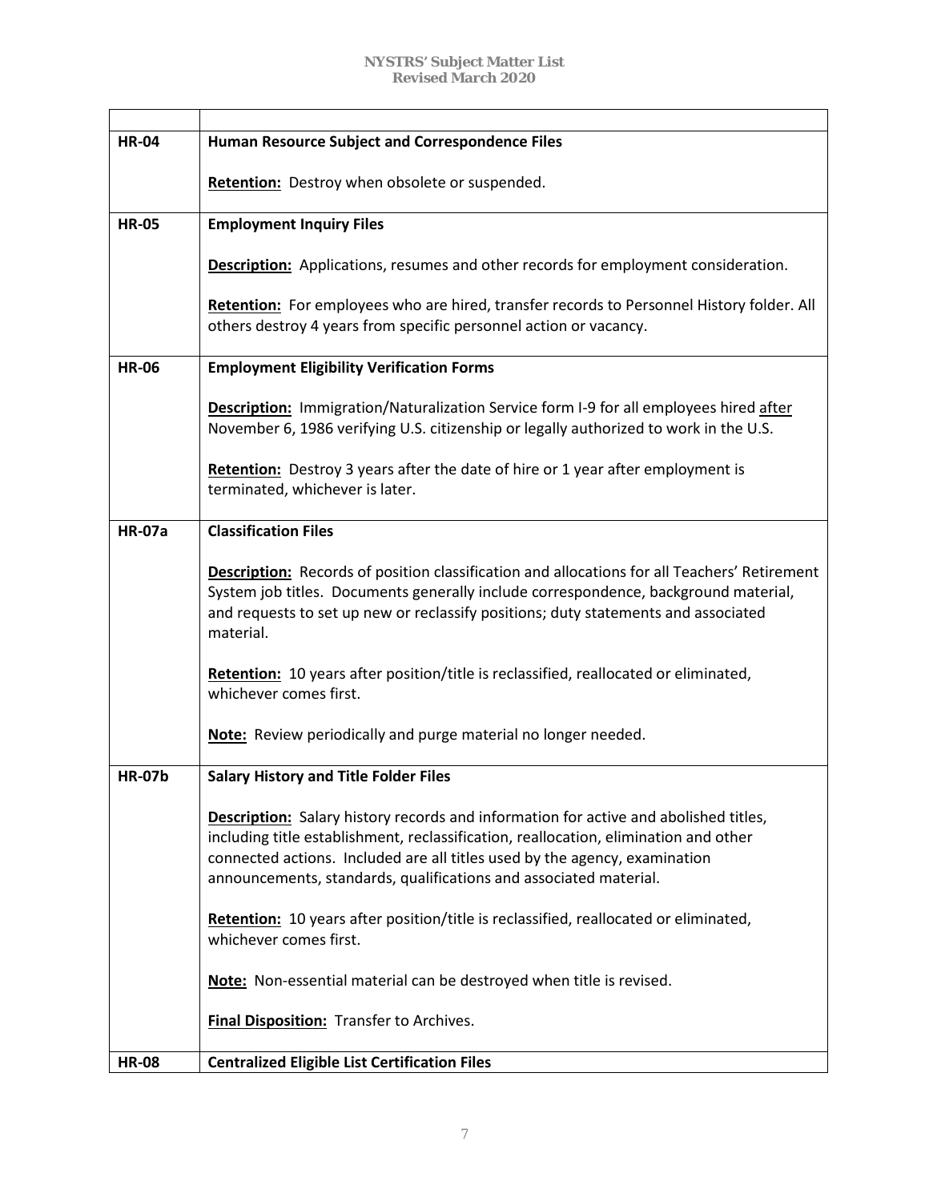| | |
|---|---|
| **HR-04** | **Human Resource Subject and Correspondence Files**<br><br>**Retention:** Destroy when obsolete or suspended. |
| **HR-05** | **Employment Inquiry Files**<br><br>**Description:** Applications, resumes and other records for employment consideration.<br><br>**Retention:** For employees who are hired, transfer records to Personnel History folder. All others destroy 4 years from specific personnel action or vacancy. |
| **HR-06** | **Employment Eligibility Verification Forms**<br><br>**Description:** Immigration/Naturalization Service form I-9 for all employees hired after November 6, 1986 verifying U.S. citizenship or legally authorized to work in the U.S.<br><br>**Retention:** Destroy 3 years after the date of hire or 1 year after employment is terminated, whichever is later. |
| **HR-07a** | **Classification Files**<br><br>**Description:** Records of position classification and allocations for all Teachers' Retirement System job titles. Documents generally include correspondence, background material, and requests to set up new or reclassify positions; duty statements and associated material.<br><br>**Retention:** 10 years after position/title is reclassified, reallocated or eliminated, whichever comes first.<br><br>**Note:** Review periodically and purge material no longer needed. |
| **HR-07b** | **Salary History and Title Folder Files**<br><br>**Description:** Salary history records and information for active and abolished titles, including title establishment, reclassification, reallocation, elimination and other connected actions. Included are all titles used by the agency, examination announcements, standards, qualifications and associated material.<br><br>**Retention:** 10 years after position/title is reclassified, reallocated or eliminated, whichever comes first.<br><br>**Note:** Non-essential material can be destroyed when title is revised.<br><br>**Final Disposition:** Transfer to Archives. |
| **HR-08** | **Centralized Eligible List Certification Files** |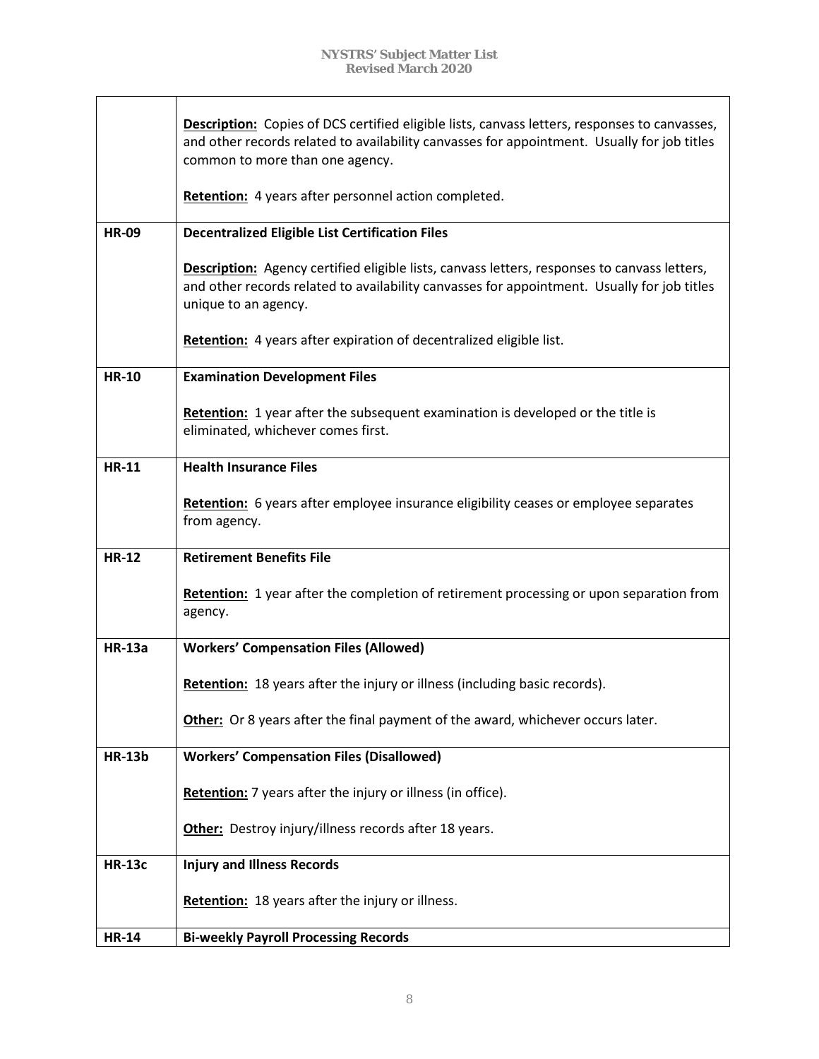| | |
|---|---|
| | **Description:** Copies of DCS certified eligible lists, canvass letters, responses to canvasses, and other records related to availability canvasses for appointment. Usually for job titles common to more than one agency.<br><br>**Retention:** 4 years after personnel action completed. |
| **HR-09** | **Decentralized Eligible List Certification Files**<br><br>**Description:** Agency certified eligible lists, canvass letters, responses to canvass letters, and other records related to availability canvasses for appointment. Usually for job titles unique to an agency.<br><br>**Retention:** 4 years after expiration of decentralized eligible list. |
| **HR-10** | **Examination Development Files**<br><br>**Retention:** 1 year after the subsequent examination is developed or the title is eliminated, whichever comes first. |
| **HR-11** | **Health Insurance Files**<br><br>**Retention:** 6 years after employee insurance eligibility ceases or employee separates from agency. |
| **HR-12** | **Retirement Benefits File**<br><br>**Retention:** 1 year after the completion of retirement processing or upon separation from agency. |
| **HR-13a** | **Workers' Compensation Files (Allowed)**<br><br>**Retention:** 18 years after the injury or illness (including basic records).<br><br>**Other:** Or 8 years after the final payment of the award, whichever occurs later. |
| **HR-13b** | **Workers' Compensation Files (Disallowed)**<br><br>**Retention:** 7 years after the injury or illness (in office).<br><br>**Other:** Destroy injury/illness records after 18 years. |
| **HR-13c** | **Injury and Illness Records**<br><br>**Retention:** 18 years after the injury or illness. |
| **HR-14** | **Bi-weekly Payroll Processing Records** |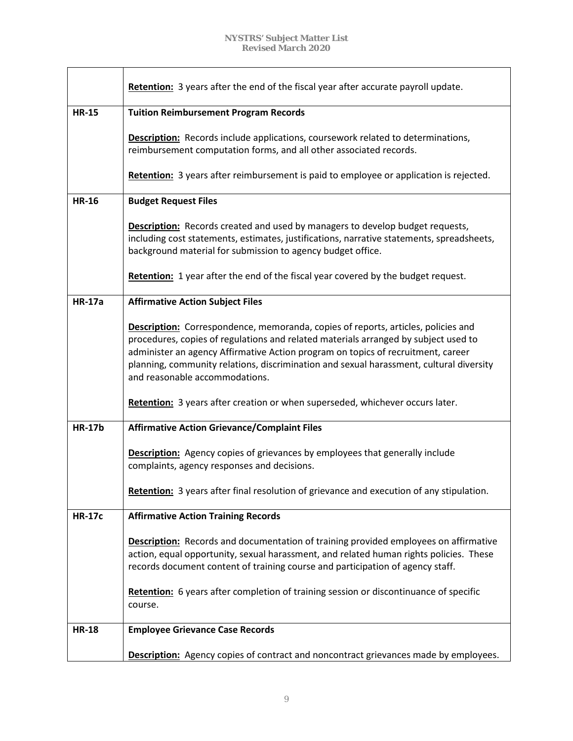|  |  |
|---|---|
|  | **Retention:** 3 years after the end of the fiscal year after accurate payroll update. |
| **HR-15** | **Tuition Reimbursement Program Records**<br><br>**Description:** Records include applications, coursework related to determinations, reimbursement computation forms, and all other associated records.<br><br>**Retention:** 3 years after reimbursement is paid to employee or application is rejected. |
| **HR-16** | **Budget Request Files**<br><br>**Description:** Records created and used by managers to develop budget requests, including cost statements, estimates, justifications, narrative statements, spreadsheets, background material for submission to agency budget office.<br><br>**Retention:** 1 year after the end of the fiscal year covered by the budget request. |
| **HR-17a** | **Affirmative Action Subject Files**<br><br>**Description:** Correspondence, memoranda, copies of reports, articles, policies and procedures, copies of regulations and related materials arranged by subject used to administer an agency Affirmative Action program on topics of recruitment, career planning, community relations, discrimination and sexual harassment, cultural diversity and reasonable accommodations.<br><br>**Retention:** 3 years after creation or when superseded, whichever occurs later. |
| **HR-17b** | **Affirmative Action Grievance/Complaint Files**<br><br>**Description:** Agency copies of grievances by employees that generally include complaints, agency responses and decisions.<br><br>**Retention:** 3 years after final resolution of grievance and execution of any stipulation. |
| **HR-17c** | **Affirmative Action Training Records**<br><br>**Description:** Records and documentation of training provided employees on affirmative action, equal opportunity, sexual harassment, and related human rights policies. These records document content of training course and participation of agency staff.<br><br>**Retention:** 6 years after completion of training session or discontinuance of specific course. |
| **HR-18** | **Employee Grievance Case Records**<br><br>**Description:** Agency copies of contract and noncontract grievances made by employees. |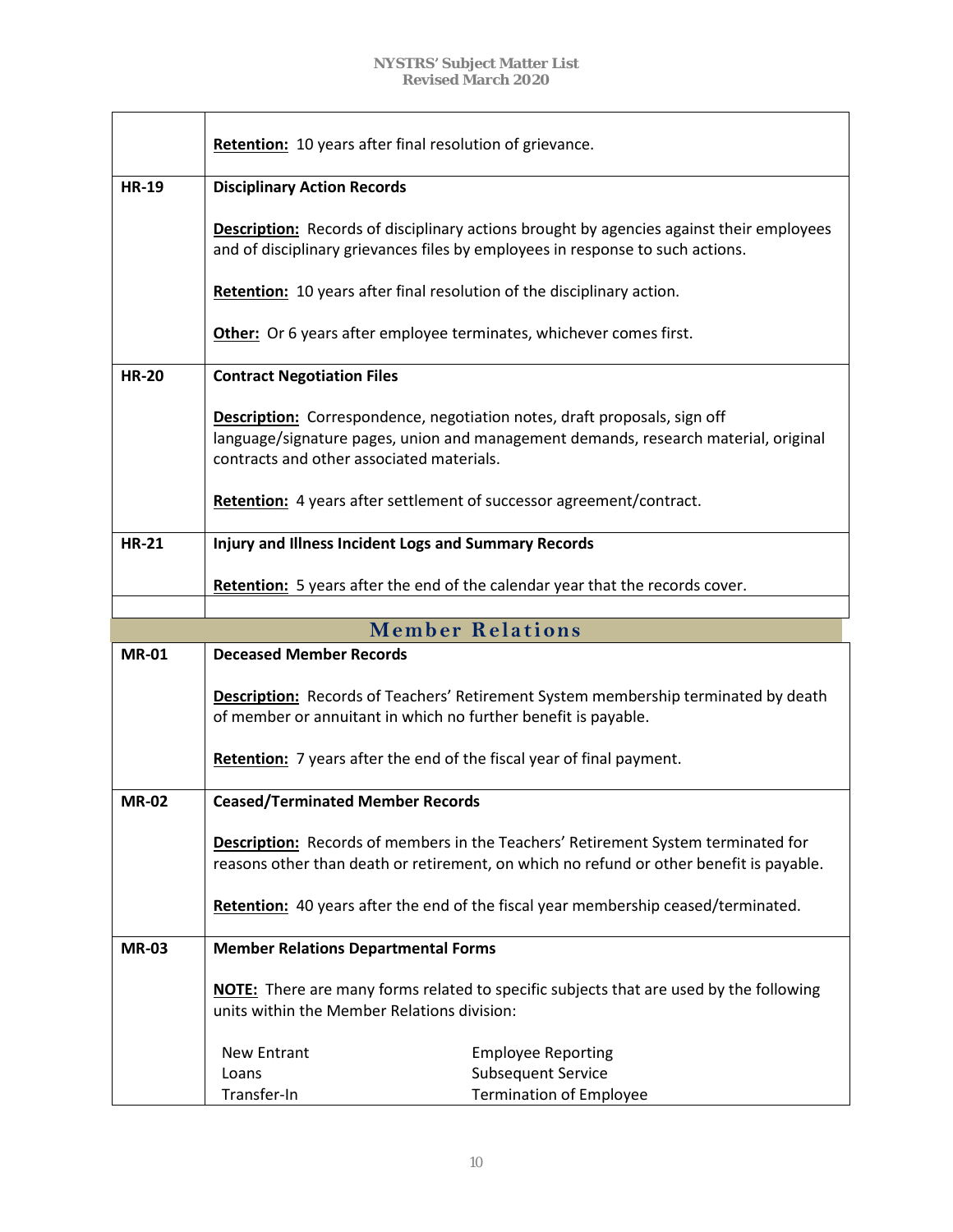| | |
|---|---|
| | **Retention:** 10 years after final resolution of grievance. |
| **HR-19** | **Disciplinary Action Records**<br><br>**Description:** Records of disciplinary actions brought by agencies against their employees and of disciplinary grievances files by employees in response to such actions.<br><br>**Retention:** 10 years after final resolution of the disciplinary action.<br><br>**Other:** Or 6 years after employee terminates, whichever comes first. |
| **HR-20** | **Contract Negotiation Files**<br><br>**Description:** Correspondence, negotiation notes, draft proposals, sign off language/signature pages, union and management demands, research material, original contracts and other associated materials.<br><br>**Retention:** 4 years after settlement of successor agreement/contract. |
| **HR-21** | **Injury and Illness Incident Logs and Summary Records**<br><br>**Retention:** 5 years after the end of the calendar year that the records cover. |

## Member Relations

| | |
|---|---|
| **MR-01** | **Deceased Member Records**<br><br>**Description:** Records of Teachers' Retirement System membership terminated by death of member or annuitant in which no further benefit is payable.<br><br>**Retention:** 7 years after the end of the fiscal year of final payment. |
| **MR-02** | **Ceased/Terminated Member Records**<br><br>**Description:** Records of members in the Teachers' Retirement System terminated for reasons other than death or retirement, on which no refund or other benefit is payable.<br><br>**Retention:** 40 years after the end of the fiscal year membership ceased/terminated. |
| **MR-03** | **Member Relations Departmental Forms**<br><br>**NOTE:** There are many forms related to specific subjects that are used by the following units within the Member Relations division:<br><br>New Entrant — Employee Reporting<br>Loans — Subsequent Service<br>Transfer-In — Termination of Employee |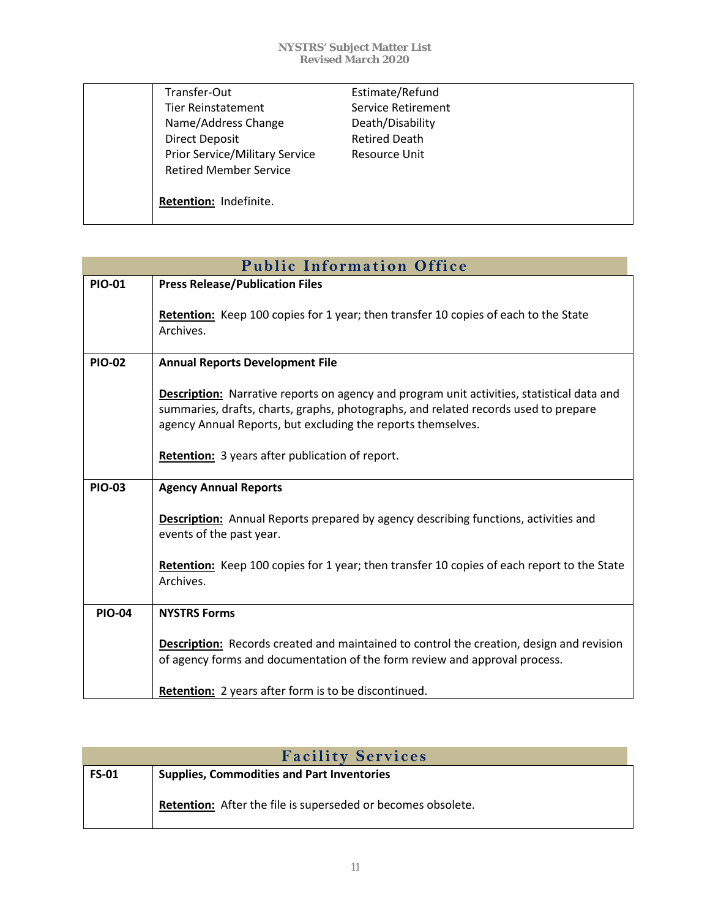| | |
|---|---|
| | Transfer-Out<br>Tier Reinstatement<br>Name/Address Change<br>Direct Deposit<br>Prior Service/Military Service<br>Retired Member Service<br>Estimate/Refund<br>Service Retirement<br>Death/Disability<br>Retired Death<br>Resource Unit<br><br>**Retention:** Indefinite. |

## Public Information Office

| | |
|---|---|
| **PIO-01** | **Press Release/Publication Files**<br><br>**Retention:** Keep 100 copies for 1 year; then transfer 10 copies of each to the State Archives. |
| **PIO-02** | **Annual Reports Development File**<br><br>**Description:** Narrative reports on agency and program unit activities, statistical data and summaries, drafts, charts, graphs, photographs, and related records used to prepare agency Annual Reports, but excluding the reports themselves.<br><br>**Retention:** 3 years after publication of report. |
| **PIO-03** | **Agency Annual Reports**<br><br>**Description:** Annual Reports prepared by agency describing functions, activities and events of the past year.<br><br>**Retention:** Keep 100 copies for 1 year; then transfer 10 copies of each report to the State Archives. |
| **PIO-04** | **NYSTRS Forms**<br><br>**Description:** Records created and maintained to control the creation, design and revision of agency forms and documentation of the form review and approval process.<br><br>**Retention:** 2 years after form is to be discontinued. |

## Facility Services

| | |
|---|---|
| **FS-01** | **Supplies, Commodities and Part Inventories**<br><br>**Retention:** After the file is superseded or becomes obsolete. |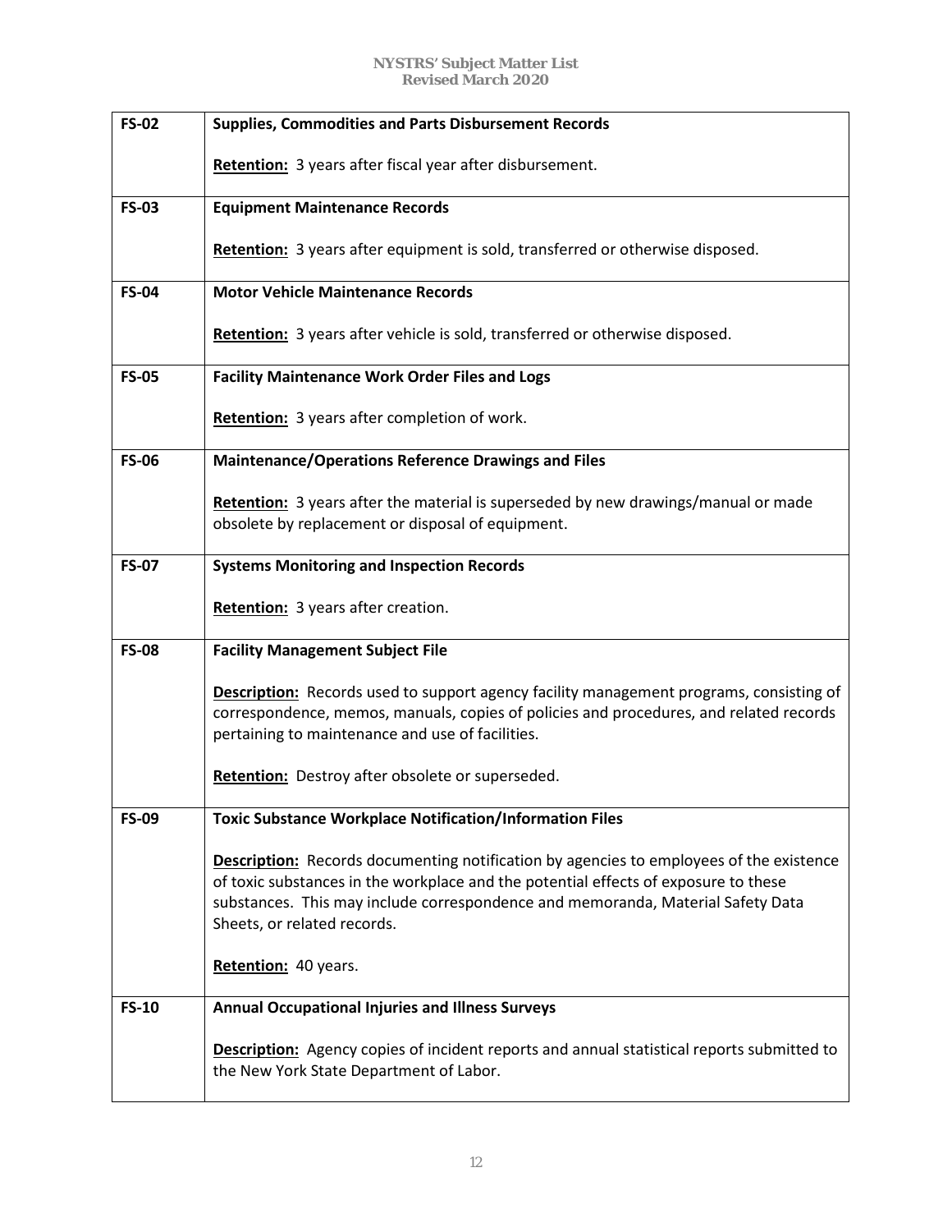| | |
|---|---|
| **FS-02** | **Supplies, Commodities and Parts Disbursement Records**<br><br>**Retention:** 3 years after fiscal year after disbursement. |
| **FS-03** | **Equipment Maintenance Records**<br><br>**Retention:** 3 years after equipment is sold, transferred or otherwise disposed. |
| **FS-04** | **Motor Vehicle Maintenance Records**<br><br>**Retention:** 3 years after vehicle is sold, transferred or otherwise disposed. |
| **FS-05** | **Facility Maintenance Work Order Files and Logs**<br><br>**Retention:** 3 years after completion of work. |
| **FS-06** | **Maintenance/Operations Reference Drawings and Files**<br><br>**Retention:** 3 years after the material is superseded by new drawings/manual or made obsolete by replacement or disposal of equipment. |
| **FS-07** | **Systems Monitoring and Inspection Records**<br><br>**Retention:** 3 years after creation. |
| **FS-08** | **Facility Management Subject File**<br><br>**Description:** Records used to support agency facility management programs, consisting of correspondence, memos, manuals, copies of policies and procedures, and related records pertaining to maintenance and use of facilities.<br><br>**Retention:** Destroy after obsolete or superseded. |
| **FS-09** | **Toxic Substance Workplace Notification/Information Files**<br><br>**Description:** Records documenting notification by agencies to employees of the existence of toxic substances in the workplace and the potential effects of exposure to these substances. This may include correspondence and memoranda, Material Safety Data Sheets, or related records.<br><br>**Retention:** 40 years. |
| **FS-10** | **Annual Occupational Injuries and Illness Surveys**<br><br>**Description:** Agency copies of incident reports and annual statistical reports submitted to the New York State Department of Labor. |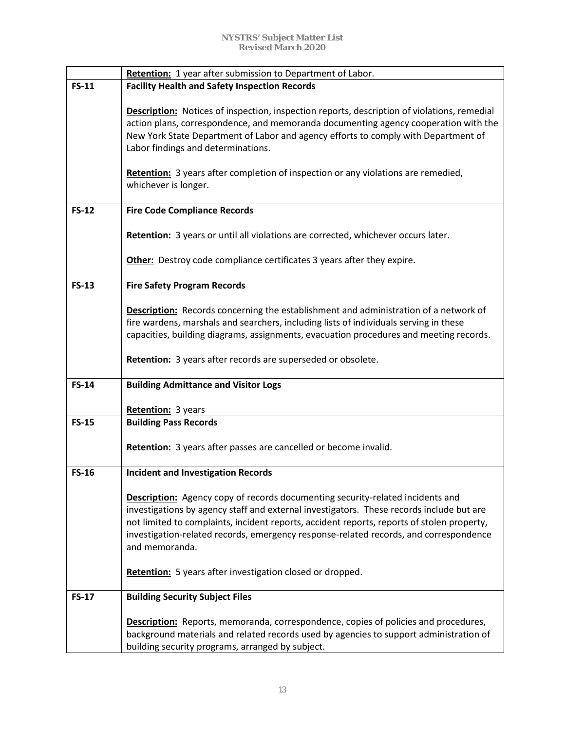| | |
|---|---|
| | **Retention:** 1 year after submission to Department of Labor. |
| **FS-11** | **Facility Health and Safety Inspection Records**<br><br>**Description:** Notices of inspection, inspection reports, description of violations, remedial action plans, correspondence, and memoranda documenting agency cooperation with the New York State Department of Labor and agency efforts to comply with Department of Labor findings and determinations.<br><br>**Retention:** 3 years after completion of inspection or any violations are remedied, whichever is longer. |
| **FS-12** | **Fire Code Compliance Records**<br><br>**Retention:** 3 years or until all violations are corrected, whichever occurs later.<br><br>**Other:** Destroy code compliance certificates 3 years after they expire. |
| **FS-13** | **Fire Safety Program Records**<br><br>**Description:** Records concerning the establishment and administration of a network of fire wardens, marshals and searchers, including lists of individuals serving in these capacities, building diagrams, assignments, evacuation procedures and meeting records.<br><br>**Retention:** 3 years after records are superseded or obsolete. |
| **FS-14** | **Building Admittance and Visitor Logs**<br><br>**Retention:** 3 years |
| **FS-15** | **Building Pass Records**<br><br>**Retention:** 3 years after passes are cancelled or become invalid. |
| **FS-16** | **Incident and Investigation Records**<br><br>**Description:** Agency copy of records documenting security-related incidents and investigations by agency staff and external investigators. These records include but are not limited to complaints, incident reports, accident reports, reports of stolen property, investigation-related records, emergency response-related records, and correspondence and memoranda.<br><br>**Retention:** 5 years after investigation closed or dropped. |
| **FS-17** | **Building Security Subject Files**<br><br>**Description:** Reports, memoranda, correspondence, copies of policies and procedures, background materials and related records used by agencies to support administration of building security programs, arranged by subject. |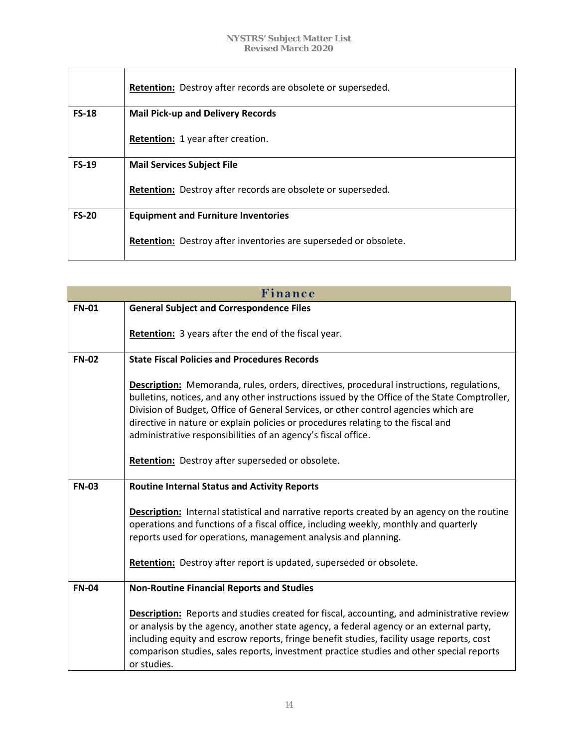| | |
|---|---|
| | **Retention:** Destroy after records are obsolete or superseded. |
| **FS-18** | **Mail Pick-up and Delivery Records**<br><br>**Retention:** 1 year after creation. |
| **FS-19** | **Mail Services Subject File**<br><br>**Retention:** Destroy after records are obsolete or superseded. |
| **FS-20** | **Equipment and Furniture Inventories**<br><br>**Retention:** Destroy after inventories are superseded or obsolete. |

## Finance

| | |
|---|---|
| **FN-01** | **General Subject and Correspondence Files**<br><br>**Retention:** 3 years after the end of the fiscal year. |
| **FN-02** | **State Fiscal Policies and Procedures Records**<br><br>**Description:** Memoranda, rules, orders, directives, procedural instructions, regulations, bulletins, notices, and any other instructions issued by the Office of the State Comptroller, Division of Budget, Office of General Services, or other control agencies which are directive in nature or explain policies or procedures relating to the fiscal and administrative responsibilities of an agency's fiscal office.<br><br>**Retention:** Destroy after superseded or obsolete. |
| **FN-03** | **Routine Internal Status and Activity Reports**<br><br>**Description:** Internal statistical and narrative reports created by an agency on the routine operations and functions of a fiscal office, including weekly, monthly and quarterly reports used for operations, management analysis and planning.<br><br>**Retention:** Destroy after report is updated, superseded or obsolete. |
| **FN-04** | **Non-Routine Financial Reports and Studies**<br><br>**Description:** Reports and studies created for fiscal, accounting, and administrative review or analysis by the agency, another state agency, a federal agency or an external party, including equity and escrow reports, fringe benefit studies, facility usage reports, cost comparison studies, sales reports, investment practice studies and other special reports or studies. |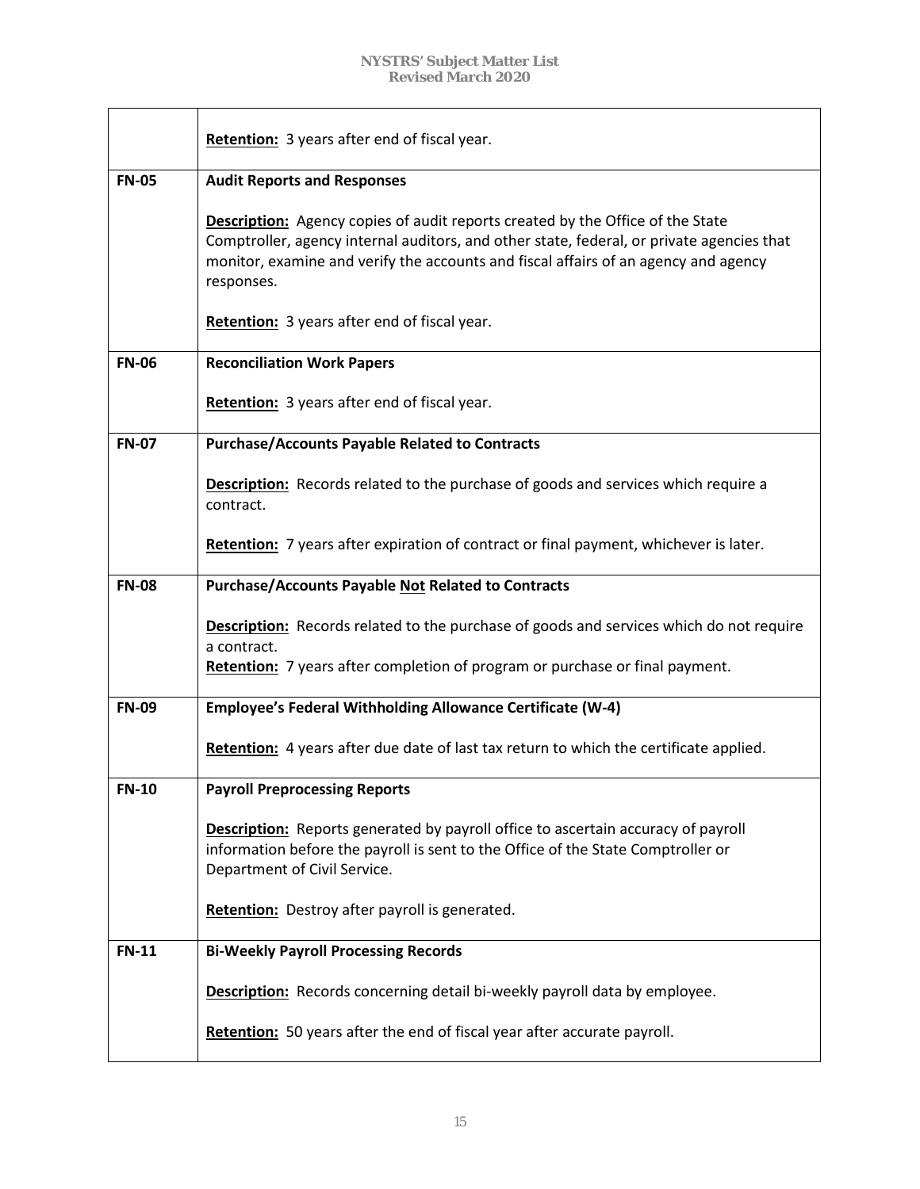| | |
|---|---|
| | **Retention:** 3 years after end of fiscal year. |
| **FN-05** | **Audit Reports and Responses**<br><br>**Description:** Agency copies of audit reports created by the Office of the State Comptroller, agency internal auditors, and other state, federal, or private agencies that monitor, examine and verify the accounts and fiscal affairs of an agency and agency responses.<br><br>**Retention:** 3 years after end of fiscal year. |
| **FN-06** | **Reconciliation Work Papers**<br><br>**Retention:** 3 years after end of fiscal year. |
| **FN-07** | **Purchase/Accounts Payable Related to Contracts**<br><br>**Description:** Records related to the purchase of goods and services which require a contract.<br><br>**Retention:** 7 years after expiration of contract or final payment, whichever is later. |
| **FN-08** | **Purchase/Accounts Payable <u>Not</u> Related to Contracts**<br><br>**Description:** Records related to the purchase of goods and services which do not require a contract.<br>**Retention:** 7 years after completion of program or purchase or final payment. |
| **FN-09** | **Employee's Federal Withholding Allowance Certificate (W-4)**<br><br>**Retention:** 4 years after due date of last tax return to which the certificate applied. |
| **FN-10** | **Payroll Preprocessing Reports**<br><br>**Description:** Reports generated by payroll office to ascertain accuracy of payroll information before the payroll is sent to the Office of the State Comptroller or Department of Civil Service.<br><br>**Retention:** Destroy after payroll is generated. |
| **FN-11** | **Bi-Weekly Payroll Processing Records**<br><br>**Description:** Records concerning detail bi-weekly payroll data by employee.<br><br>**Retention:** 50 years after the end of fiscal year after accurate payroll. |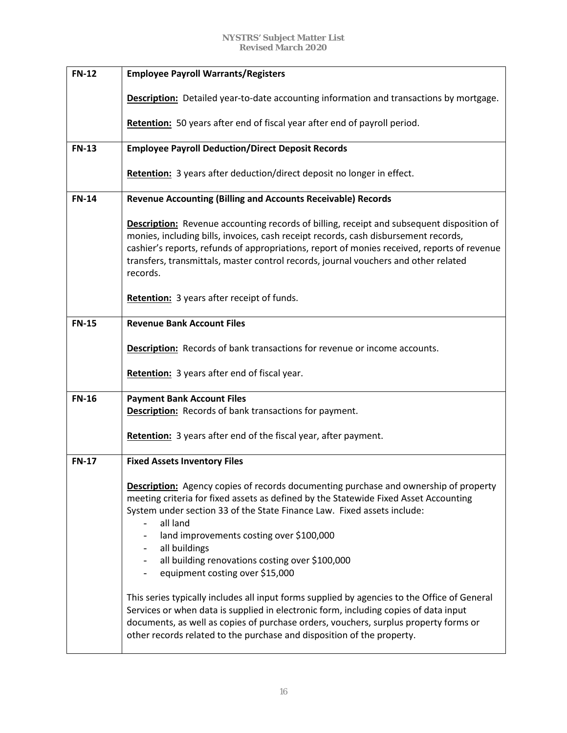| | |
|---|---|
| **FN-12** | **Employee Payroll Warrants/Registers**<br><br>**Description:** Detailed year-to-date accounting information and transactions by mortgage.<br><br>**Retention:** 50 years after end of fiscal year after end of payroll period. |
| **FN-13** | **Employee Payroll Deduction/Direct Deposit Records**<br><br>**Retention:** 3 years after deduction/direct deposit no longer in effect. |
| **FN-14** | **Revenue Accounting (Billing and Accounts Receivable) Records**<br><br>**Description:** Revenue accounting records of billing, receipt and subsequent disposition of monies, including bills, invoices, cash receipt records, cash disbursement records, cashier's reports, refunds of appropriations, report of monies received, reports of revenue transfers, transmittals, master control records, journal vouchers and other related records.<br><br>**Retention:** 3 years after receipt of funds. |
| **FN-15** | **Revenue Bank Account Files**<br><br>**Description:** Records of bank transactions for revenue or income accounts.<br><br>**Retention:** 3 years after end of fiscal year. |
| **FN-16** | **Payment Bank Account Files**<br>**Description:** Records of bank transactions for payment.<br><br>**Retention:** 3 years after end of the fiscal year, after payment. |
| **FN-17** | **Fixed Assets Inventory Files**<br><br>**Description:** Agency copies of records documenting purchase and ownership of property meeting criteria for fixed assets as defined by the Statewide Fixed Asset Accounting System under section 33 of the State Finance Law. Fixed assets include:<br>- all land<br>- land improvements costing over $100,000<br>- all buildings<br>- all building renovations costing over $100,000<br>- equipment costing over $15,000<br><br>This series typically includes all input forms supplied by agencies to the Office of General Services or when data is supplied in electronic form, including copies of data input documents, as well as copies of purchase orders, vouchers, surplus property forms or other records related to the purchase and disposition of the property. |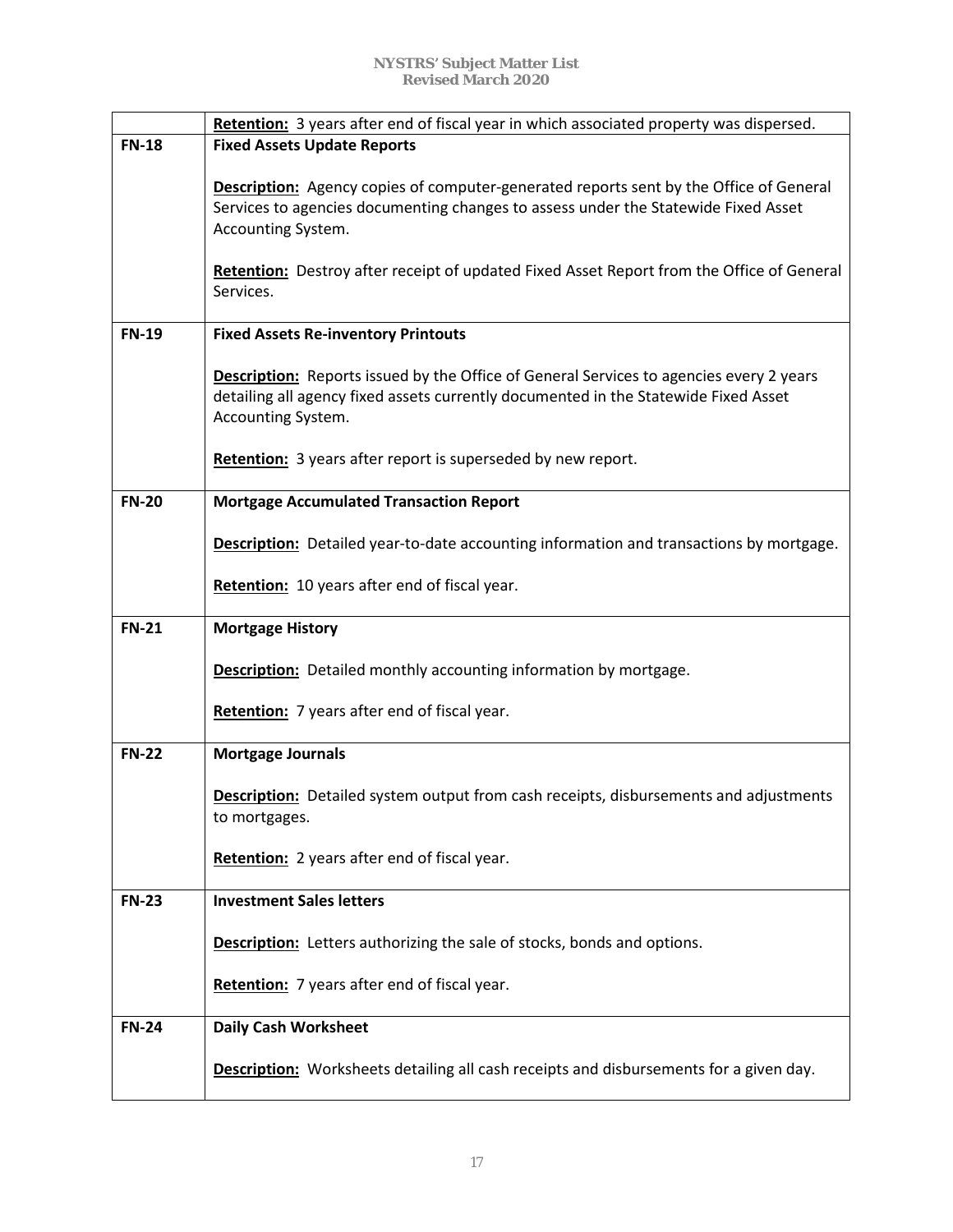| | |
|---|---|
| | **Retention:** 3 years after end of fiscal year in which associated property was dispersed. |
| **FN-18** | **Fixed Assets Update Reports**<br><br>**Description:** Agency copies of computer-generated reports sent by the Office of General Services to agencies documenting changes to assess under the Statewide Fixed Asset Accounting System.<br><br>**Retention:** Destroy after receipt of updated Fixed Asset Report from the Office of General Services. |
| **FN-19** | **Fixed Assets Re-inventory Printouts**<br><br>**Description:** Reports issued by the Office of General Services to agencies every 2 years detailing all agency fixed assets currently documented in the Statewide Fixed Asset Accounting System.<br><br>**Retention:** 3 years after report is superseded by new report. |
| **FN-20** | **Mortgage Accumulated Transaction Report**<br><br>**Description:** Detailed year-to-date accounting information and transactions by mortgage.<br><br>**Retention:** 10 years after end of fiscal year. |
| **FN-21** | **Mortgage History**<br><br>**Description:** Detailed monthly accounting information by mortgage.<br><br>**Retention:** 7 years after end of fiscal year. |
| **FN-22** | **Mortgage Journals**<br><br>**Description:** Detailed system output from cash receipts, disbursements and adjustments to mortgages.<br><br>**Retention:** 2 years after end of fiscal year. |
| **FN-23** | **Investment Sales letters**<br><br>**Description:** Letters authorizing the sale of stocks, bonds and options.<br><br>**Retention:** 7 years after end of fiscal year. |
| **FN-24** | **Daily Cash Worksheet**<br><br>**Description:** Worksheets detailing all cash receipts and disbursements for a given day. |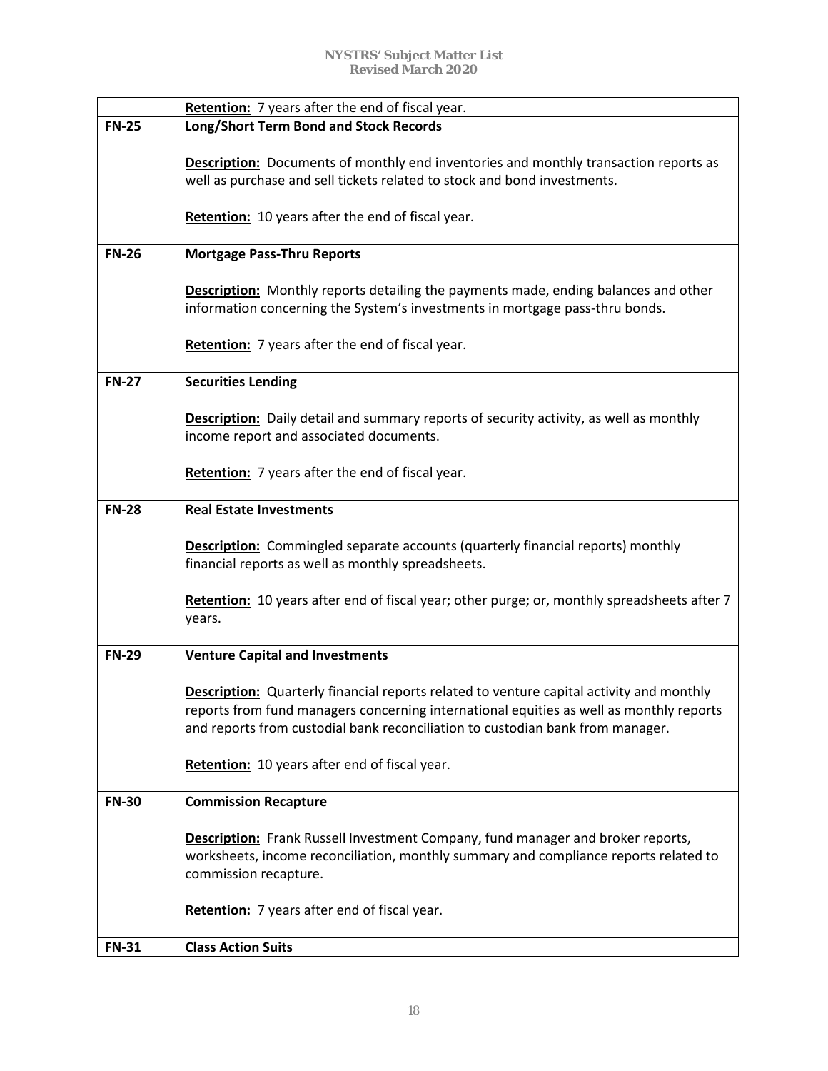| | |
|---|---|
| | **Retention:** 7 years after the end of fiscal year. |
| **FN-25** | **Long/Short Term Bond and Stock Records**<br><br>**Description:** Documents of monthly end inventories and monthly transaction reports as well as purchase and sell tickets related to stock and bond investments.<br><br>**Retention:** 10 years after the end of fiscal year. |
| **FN-26** | **Mortgage Pass-Thru Reports**<br><br>**Description:** Monthly reports detailing the payments made, ending balances and other information concerning the System's investments in mortgage pass-thru bonds.<br><br>**Retention:** 7 years after the end of fiscal year. |
| **FN-27** | **Securities Lending**<br><br>**Description:** Daily detail and summary reports of security activity, as well as monthly income report and associated documents.<br><br>**Retention:** 7 years after the end of fiscal year. |
| **FN-28** | **Real Estate Investments**<br><br>**Description:** Commingled separate accounts (quarterly financial reports) monthly financial reports as well as monthly spreadsheets.<br><br>**Retention:** 10 years after end of fiscal year; other purge; or, monthly spreadsheets after 7 years. |
| **FN-29** | **Venture Capital and Investments**<br><br>**Description:** Quarterly financial reports related to venture capital activity and monthly reports from fund managers concerning international equities as well as monthly reports and reports from custodial bank reconciliation to custodian bank from manager.<br><br>**Retention:** 10 years after end of fiscal year. |
| **FN-30** | **Commission Recapture**<br><br>**Description:** Frank Russell Investment Company, fund manager and broker reports, worksheets, income reconciliation, monthly summary and compliance reports related to commission recapture.<br><br>**Retention:** 7 years after end of fiscal year. |
| **FN-31** | **Class Action Suits** |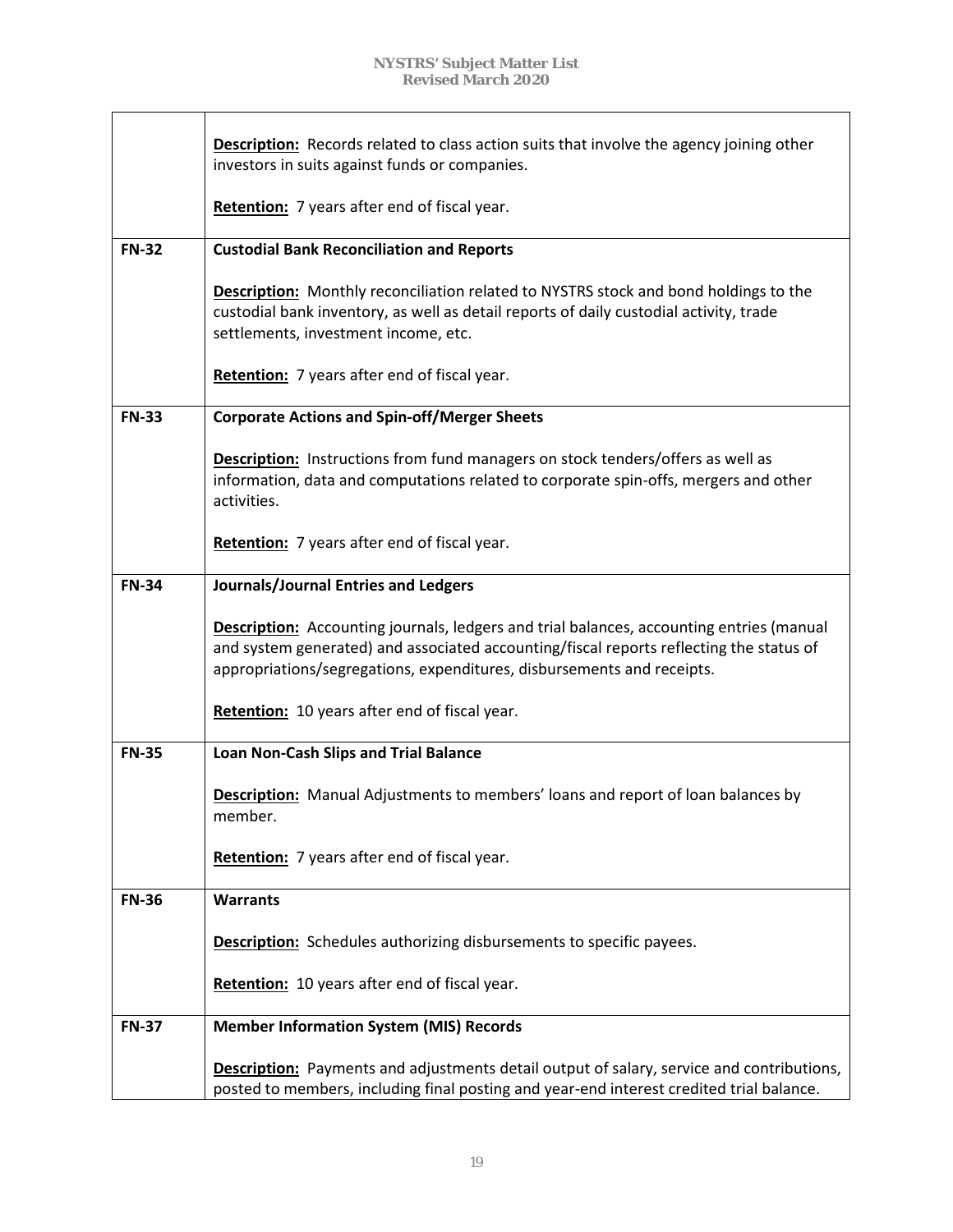| | |
|---|---|
| | **Description:** Records related to class action suits that involve the agency joining other investors in suits against funds or companies.<br><br>**Retention:** 7 years after end of fiscal year. |
| **FN-32** | **Custodial Bank Reconciliation and Reports**<br><br>**Description:** Monthly reconciliation related to NYSTRS stock and bond holdings to the custodial bank inventory, as well as detail reports of daily custodial activity, trade settlements, investment income, etc.<br><br>**Retention:** 7 years after end of fiscal year. |
| **FN-33** | **Corporate Actions and Spin-off/Merger Sheets**<br><br>**Description:** Instructions from fund managers on stock tenders/offers as well as information, data and computations related to corporate spin-offs, mergers and other activities.<br><br>**Retention:** 7 years after end of fiscal year. |
| **FN-34** | **Journals/Journal Entries and Ledgers**<br><br>**Description:** Accounting journals, ledgers and trial balances, accounting entries (manual and system generated) and associated accounting/fiscal reports reflecting the status of appropriations/segregations, expenditures, disbursements and receipts.<br><br>**Retention:** 10 years after end of fiscal year. |
| **FN-35** | **Loan Non-Cash Slips and Trial Balance**<br><br>**Description:** Manual Adjustments to members' loans and report of loan balances by member.<br><br>**Retention:** 7 years after end of fiscal year. |
| **FN-36** | **Warrants**<br><br>**Description:** Schedules authorizing disbursements to specific payees.<br><br>**Retention:** 10 years after end of fiscal year. |
| **FN-37** | **Member Information System (MIS) Records**<br><br>**Description:** Payments and adjustments detail output of salary, service and contributions, posted to members, including final posting and year-end interest credited trial balance. |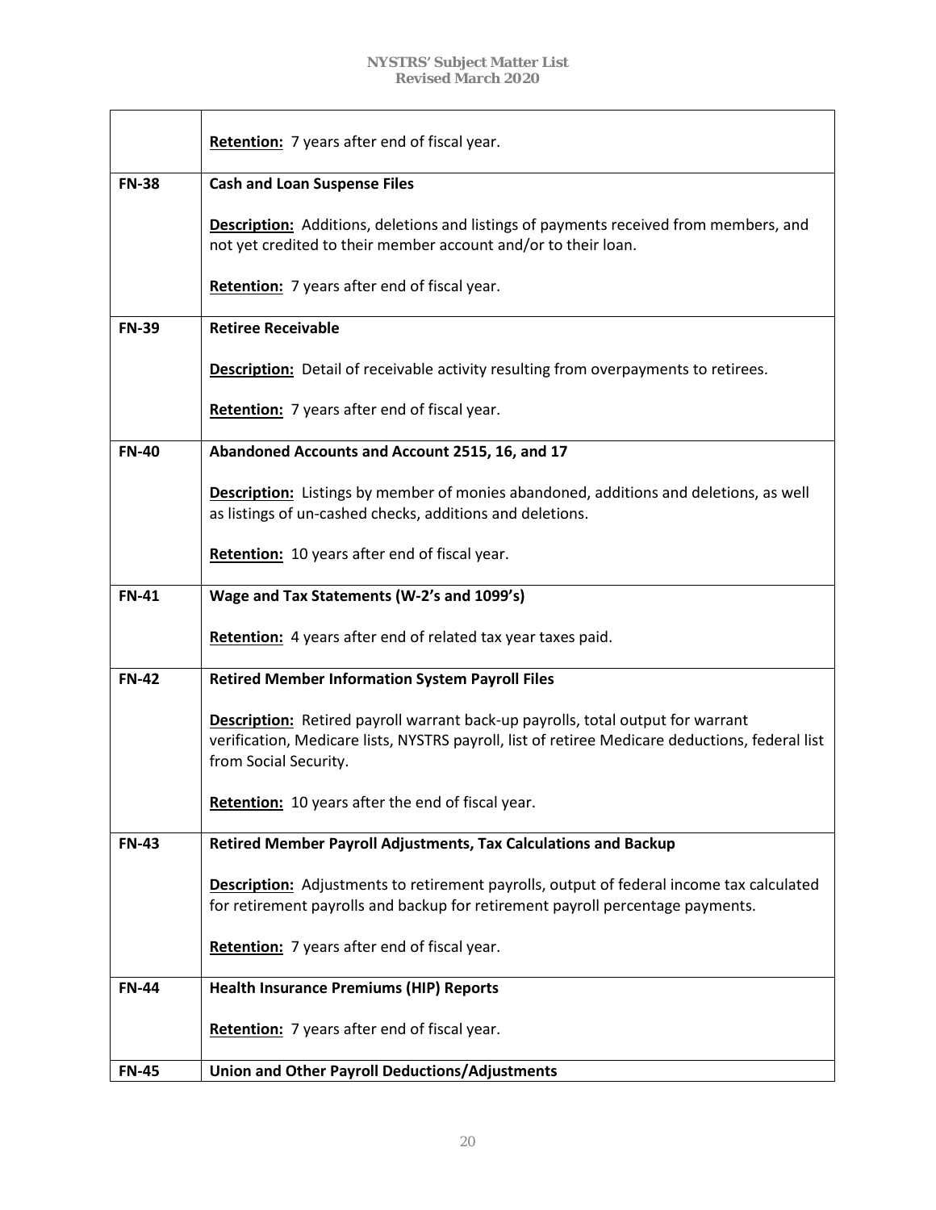| | |
|---|---|
| | **Retention:** 7 years after end of fiscal year. |
| **FN-38** | **Cash and Loan Suspense Files**<br><br>**Description:** Additions, deletions and listings of payments received from members, and not yet credited to their member account and/or to their loan.<br><br>**Retention:** 7 years after end of fiscal year. |
| **FN-39** | **Retiree Receivable**<br><br>**Description:** Detail of receivable activity resulting from overpayments to retirees.<br><br>**Retention:** 7 years after end of fiscal year. |
| **FN-40** | **Abandoned Accounts and Account 2515, 16, and 17**<br><br>**Description:** Listings by member of monies abandoned, additions and deletions, as well as listings of un-cashed checks, additions and deletions.<br><br>**Retention:** 10 years after end of fiscal year. |
| **FN-41** | **Wage and Tax Statements (W-2's and 1099's)**<br><br>**Retention:** 4 years after end of related tax year taxes paid. |
| **FN-42** | **Retired Member Information System Payroll Files**<br><br>**Description:** Retired payroll warrant back-up payrolls, total output for warrant verification, Medicare lists, NYSTRS payroll, list of retiree Medicare deductions, federal list from Social Security.<br><br>**Retention:** 10 years after the end of fiscal year. |
| **FN-43** | **Retired Member Payroll Adjustments, Tax Calculations and Backup**<br><br>**Description:** Adjustments to retirement payrolls, output of federal income tax calculated for retirement payrolls and backup for retirement payroll percentage payments.<br><br>**Retention:** 7 years after end of fiscal year. |
| **FN-44** | **Health Insurance Premiums (HIP) Reports**<br><br>**Retention:** 7 years after end of fiscal year. |
| **FN-45** | **Union and Other Payroll Deductions/Adjustments** |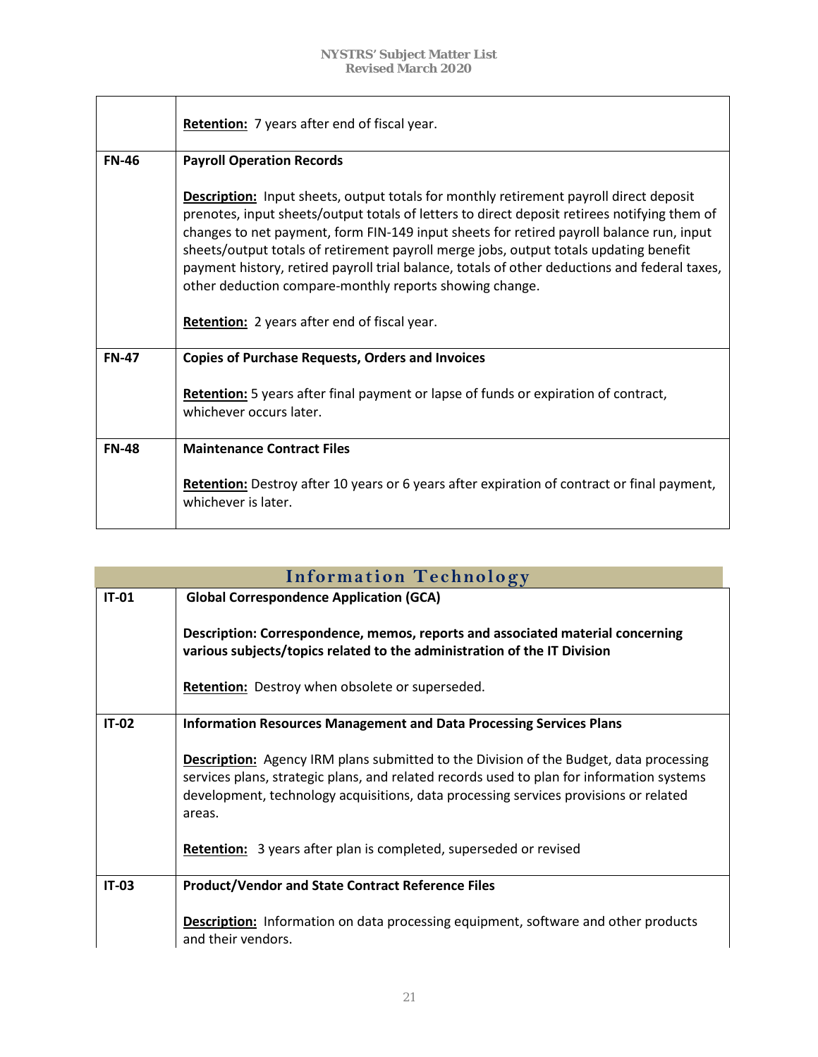| | |
|---|---|
| | **Retention:** 7 years after end of fiscal year. |
| **FN-46** | **Payroll Operation Records**<br><br>**Description:** Input sheets, output totals for monthly retirement payroll direct deposit prenotes, input sheets/output totals of letters to direct deposit retirees notifying them of changes to net payment, form FIN-149 input sheets for retired payroll balance run, input sheets/output totals of retirement payroll merge jobs, output totals updating benefit payment history, retired payroll trial balance, totals of other deductions and federal taxes, other deduction compare-monthly reports showing change.<br><br>**Retention:** 2 years after end of fiscal year. |
| **FN-47** | **Copies of Purchase Requests, Orders and Invoices**<br><br>**Retention:** 5 years after final payment or lapse of funds or expiration of contract, whichever occurs later. |
| **FN-48** | **Maintenance Contract Files**<br><br>**Retention:** Destroy after 10 years or 6 years after expiration of contract or final payment, whichever is later. |

## Information Technology

| | |
|---|---|
| **IT-01** | **Global Correspondence Application (GCA)**<br><br>**Description: Correspondence, memos, reports and associated material concerning various subjects/topics related to the administration of the IT Division**<br><br>**Retention:** Destroy when obsolete or superseded. |
| **IT-02** | **Information Resources Management and Data Processing Services Plans**<br><br>**Description:** Agency IRM plans submitted to the Division of the Budget, data processing services plans, strategic plans, and related records used to plan for information systems development, technology acquisitions, data processing services provisions or related areas.<br><br>**Retention:** 3 years after plan is completed, superseded or revised |
| **IT-03** | **Product/Vendor and State Contract Reference Files**<br><br>**Description:** Information on data processing equipment, software and other products and their vendors. |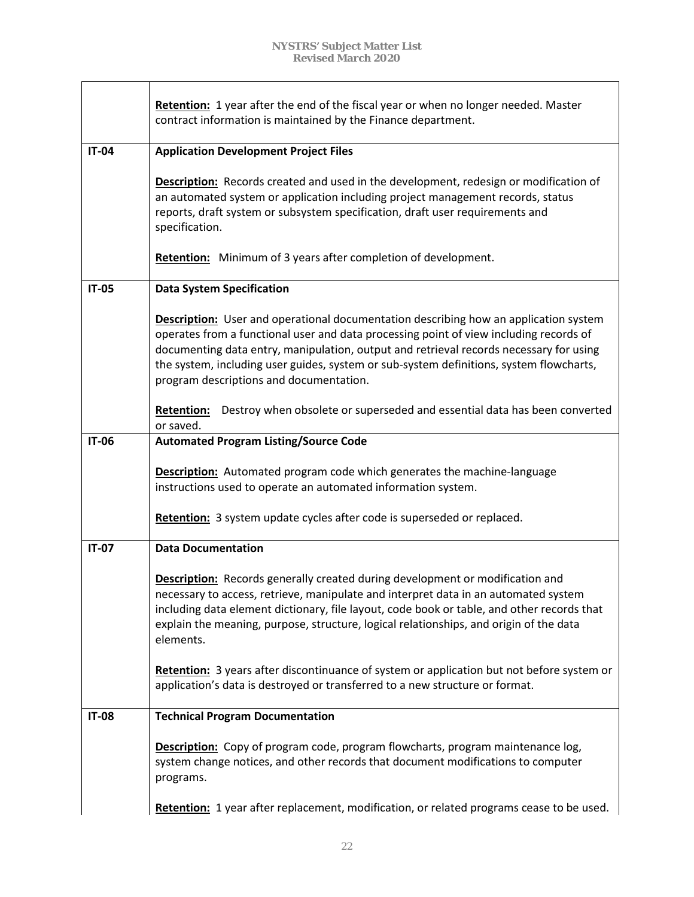| | |
|---|---|
| | **Retention:** 1 year after the end of the fiscal year or when no longer needed. Master contract information is maintained by the Finance department. |
| **IT-04** | **Application Development Project Files**<br><br>**Description:** Records created and used in the development, redesign or modification of an automated system or application including project management records, status reports, draft system or subsystem specification, draft user requirements and specification.<br><br>**Retention:** Minimum of 3 years after completion of development. |
| **IT-05** | **Data System Specification**<br><br>**Description:** User and operational documentation describing how an application system operates from a functional user and data processing point of view including records of documenting data entry, manipulation, output and retrieval records necessary for using the system, including user guides, system or sub-system definitions, system flowcharts, program descriptions and documentation.<br><br>**Retention:** Destroy when obsolete or superseded and essential data has been converted or saved. |
| **IT-06** | **Automated Program Listing/Source Code**<br><br>**Description:** Automated program code which generates the machine-language instructions used to operate an automated information system.<br><br>**Retention:** 3 system update cycles after code is superseded or replaced. |
| **IT-07** | **Data Documentation**<br><br>**Description:** Records generally created during development or modification and necessary to access, retrieve, manipulate and interpret data in an automated system including data element dictionary, file layout, code book or table, and other records that explain the meaning, purpose, structure, logical relationships, and origin of the data elements.<br><br>**Retention:** 3 years after discontinuance of system or application but not before system or application's data is destroyed or transferred to a new structure or format. |
| **IT-08** | **Technical Program Documentation**<br><br>**Description:** Copy of program code, program flowcharts, program maintenance log, system change notices, and other records that document modifications to computer programs.<br><br>**Retention:** 1 year after replacement, modification, or related programs cease to be used. |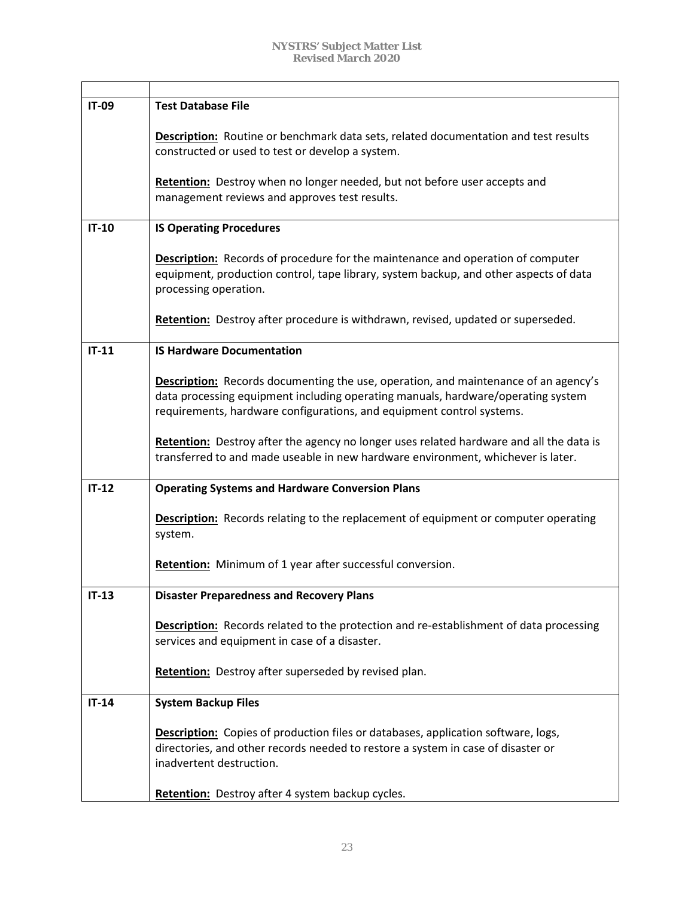| | |
|---|---|
| **IT-09** | **Test Database File**<br><br>**Description:** Routine or benchmark data sets, related documentation and test results constructed or used to test or develop a system.<br><br>**Retention:** Destroy when no longer needed, but not before user accepts and management reviews and approves test results. |
| **IT-10** | **IS Operating Procedures**<br><br>**Description:** Records of procedure for the maintenance and operation of computer equipment, production control, tape library, system backup, and other aspects of data processing operation.<br><br>**Retention:** Destroy after procedure is withdrawn, revised, updated or superseded. |
| **IT-11** | **IS Hardware Documentation**<br><br>**Description:** Records documenting the use, operation, and maintenance of an agency's data processing equipment including operating manuals, hardware/operating system requirements, hardware configurations, and equipment control systems.<br><br>**Retention:** Destroy after the agency no longer uses related hardware and all the data is transferred to and made useable in new hardware environment, whichever is later. |
| **IT-12** | **Operating Systems and Hardware Conversion Plans**<br><br>**Description:** Records relating to the replacement of equipment or computer operating system.<br><br>**Retention:** Minimum of 1 year after successful conversion. |
| **IT-13** | **Disaster Preparedness and Recovery Plans**<br><br>**Description:** Records related to the protection and re-establishment of data processing services and equipment in case of a disaster.<br><br>**Retention:** Destroy after superseded by revised plan. |
| **IT-14** | **System Backup Files**<br><br>**Description:** Copies of production files or databases, application software, logs, directories, and other records needed to restore a system in case of disaster or inadvertent destruction.<br><br>**Retention:** Destroy after 4 system backup cycles. |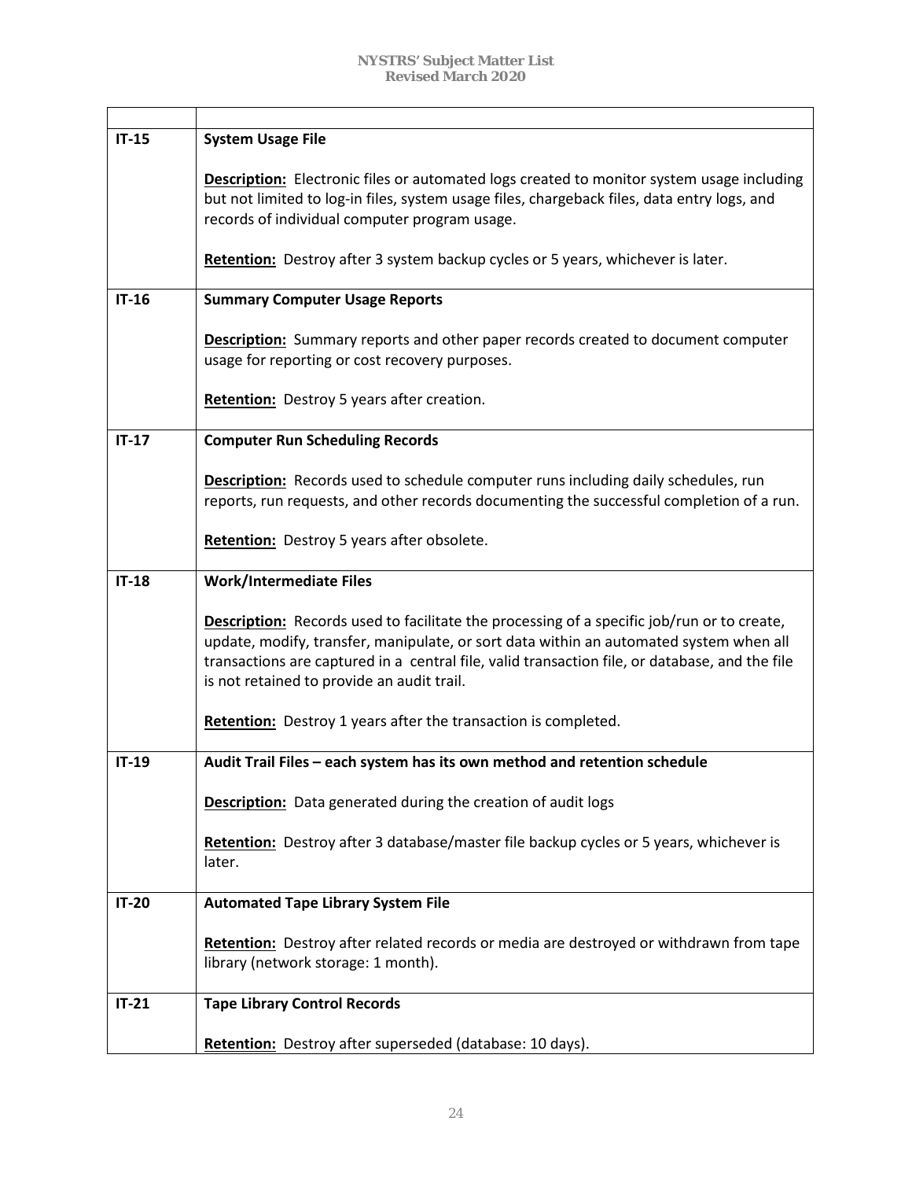| | |
|---|---|
| **IT-15** | **System Usage File**<br><br>**Description:** Electronic files or automated logs created to monitor system usage including but not limited to log-in files, system usage files, chargeback files, data entry logs, and records of individual computer program usage.<br><br>**Retention:** Destroy after 3 system backup cycles or 5 years, whichever is later. |
| **IT-16** | **Summary Computer Usage Reports**<br><br>**Description:** Summary reports and other paper records created to document computer usage for reporting or cost recovery purposes.<br><br>**Retention:** Destroy 5 years after creation. |
| **IT-17** | **Computer Run Scheduling Records**<br><br>**Description:** Records used to schedule computer runs including daily schedules, run reports, run requests, and other records documenting the successful completion of a run.<br><br>**Retention:** Destroy 5 years after obsolete. |
| **IT-18** | **Work/Intermediate Files**<br><br>**Description:** Records used to facilitate the processing of a specific job/run or to create, update, modify, transfer, manipulate, or sort data within an automated system when all transactions are captured in a central file, valid transaction file, or database, and the file is not retained to provide an audit trail.<br><br>**Retention:** Destroy 1 years after the transaction is completed. |
| **IT-19** | **Audit Trail Files – each system has its own method and retention schedule**<br><br>**Description:** Data generated during the creation of audit logs<br><br>**Retention:** Destroy after 3 database/master file backup cycles or 5 years, whichever is later. |
| **IT-20** | **Automated Tape Library System File**<br><br>**Retention:** Destroy after related records or media are destroyed or withdrawn from tape library (network storage: 1 month). |
| **IT-21** | **Tape Library Control Records**<br><br>**Retention:** Destroy after superseded (database: 10 days). |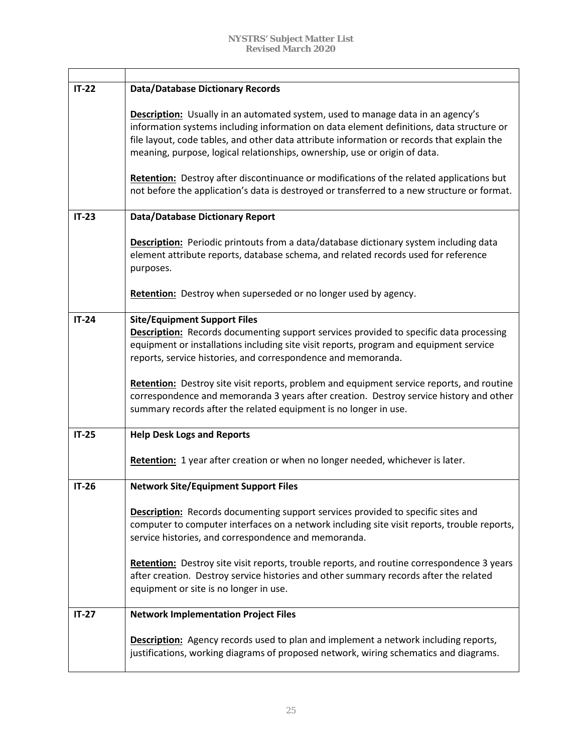| | |
|---|---|
| **IT-22** | **Data/Database Dictionary Records**<br><br>**Description:** Usually in an automated system, used to manage data in an agency's information systems including information on data element definitions, data structure or file layout, code tables, and other data attribute information or records that explain the meaning, purpose, logical relationships, ownership, use or origin of data.<br><br>**Retention:** Destroy after discontinuance or modifications of the related applications but not before the application's data is destroyed or transferred to a new structure or format. |
| **IT-23** | **Data/Database Dictionary Report**<br><br>**Description:** Periodic printouts from a data/database dictionary system including data element attribute reports, database schema, and related records used for reference purposes.<br><br>**Retention:** Destroy when superseded or no longer used by agency. |
| **IT-24** | **Site/Equipment Support Files**<br>**Description:** Records documenting support services provided to specific data processing equipment or installations including site visit reports, program and equipment service reports, service histories, and correspondence and memoranda.<br><br>**Retention:** Destroy site visit reports, problem and equipment service reports, and routine correspondence and memoranda 3 years after creation. Destroy service history and other summary records after the related equipment is no longer in use. |
| **IT-25** | **Help Desk Logs and Reports**<br><br>**Retention:** 1 year after creation or when no longer needed, whichever is later. |
| **IT-26** | **Network Site/Equipment Support Files**<br><br>**Description:** Records documenting support services provided to specific sites and computer to computer interfaces on a network including site visit reports, trouble reports, service histories, and correspondence and memoranda.<br><br>**Retention:** Destroy site visit reports, trouble reports, and routine correspondence 3 years after creation. Destroy service histories and other summary records after the related equipment or site is no longer in use. |
| **IT-27** | **Network Implementation Project Files**<br><br>**Description:** Agency records used to plan and implement a network including reports, justifications, working diagrams of proposed network, wiring schematics and diagrams. |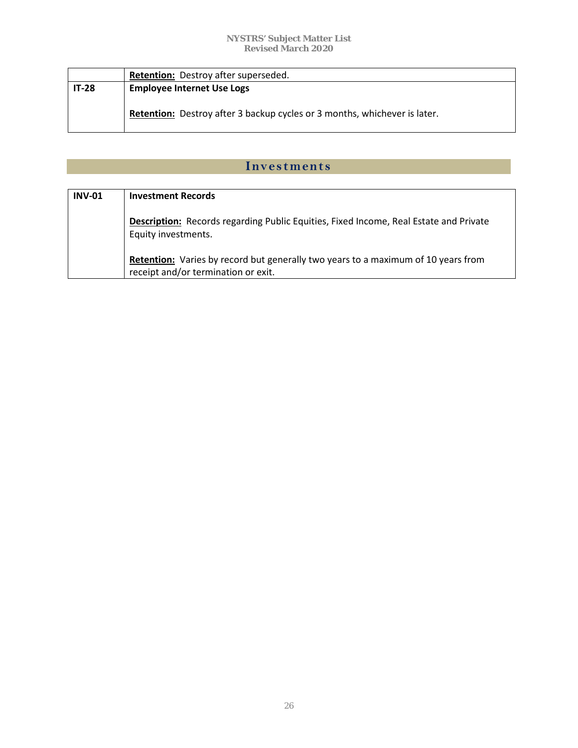| | |
|---|---|
| | **Retention:** Destroy after superseded. |
| **IT-28** | **Employee Internet Use Logs**<br><br>**Retention:** Destroy after 3 backup cycles or 3 months, whichever is later. |

## Investments

| | |
|---|---|
| **INV-01** | **Investment Records**<br><br>**Description:** Records regarding Public Equities, Fixed Income, Real Estate and Private Equity investments.<br><br>**Retention:** Varies by record but generally two years to a maximum of 10 years from receipt and/or termination or exit. |